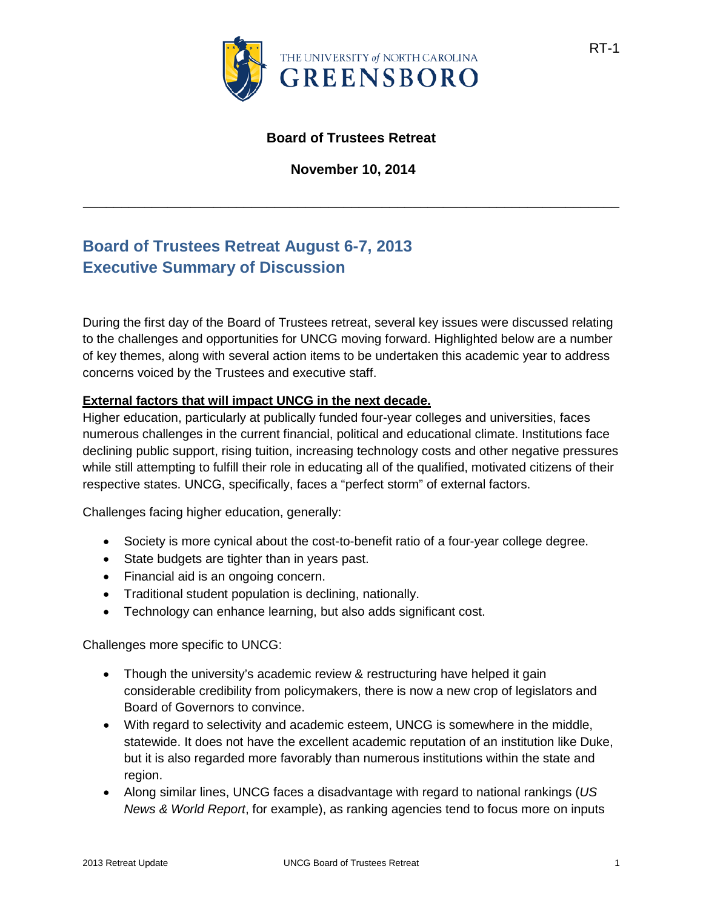RT-1

THE UNIVERSITY *of* NORTH CAROLINA
GREENSBORO

**Board of Trustees Retreat**

**November 10, 2014**

---

## Board of Trustees Retreat August 6-7, 2013
## Executive Summary of Discussion

During the first day of the Board of Trustees retreat, several key issues were discussed relating to the challenges and opportunities for UNCG moving forward. Highlighted below are a number of key themes, along with several action items to be undertaken this academic year to address concerns voiced by the Trustees and executive staff.

**External factors that will impact UNCG in the next decade.**

Higher education, particularly at publically funded four-year colleges and universities, faces numerous challenges in the current financial, political and educational climate. Institutions face declining public support, rising tuition, increasing technology costs and other negative pressures while still attempting to fulfill their role in educating all of the qualified, motivated citizens of their respective states. UNCG, specifically, faces a "perfect storm" of external factors.

Challenges facing higher education, generally:

- Society is more cynical about the cost-to-benefit ratio of a four-year college degree.
- State budgets are tighter than in years past.
- Financial aid is an ongoing concern.
- Traditional student population is declining, nationally.
- Technology can enhance learning, but also adds significant cost.

Challenges more specific to UNCG:

- Though the university's academic review & restructuring have helped it gain considerable credibility from policymakers, there is now a new crop of legislators and Board of Governors to convince.
- With regard to selectivity and academic esteem, UNCG is somewhere in the middle, statewide. It does not have the excellent academic reputation of an institution like Duke, but it is also regarded more favorably than numerous institutions within the state and region.
- Along similar lines, UNCG faces a disadvantage with regard to national rankings (*US News & World Report*, for example), as ranking agencies tend to focus more on inputs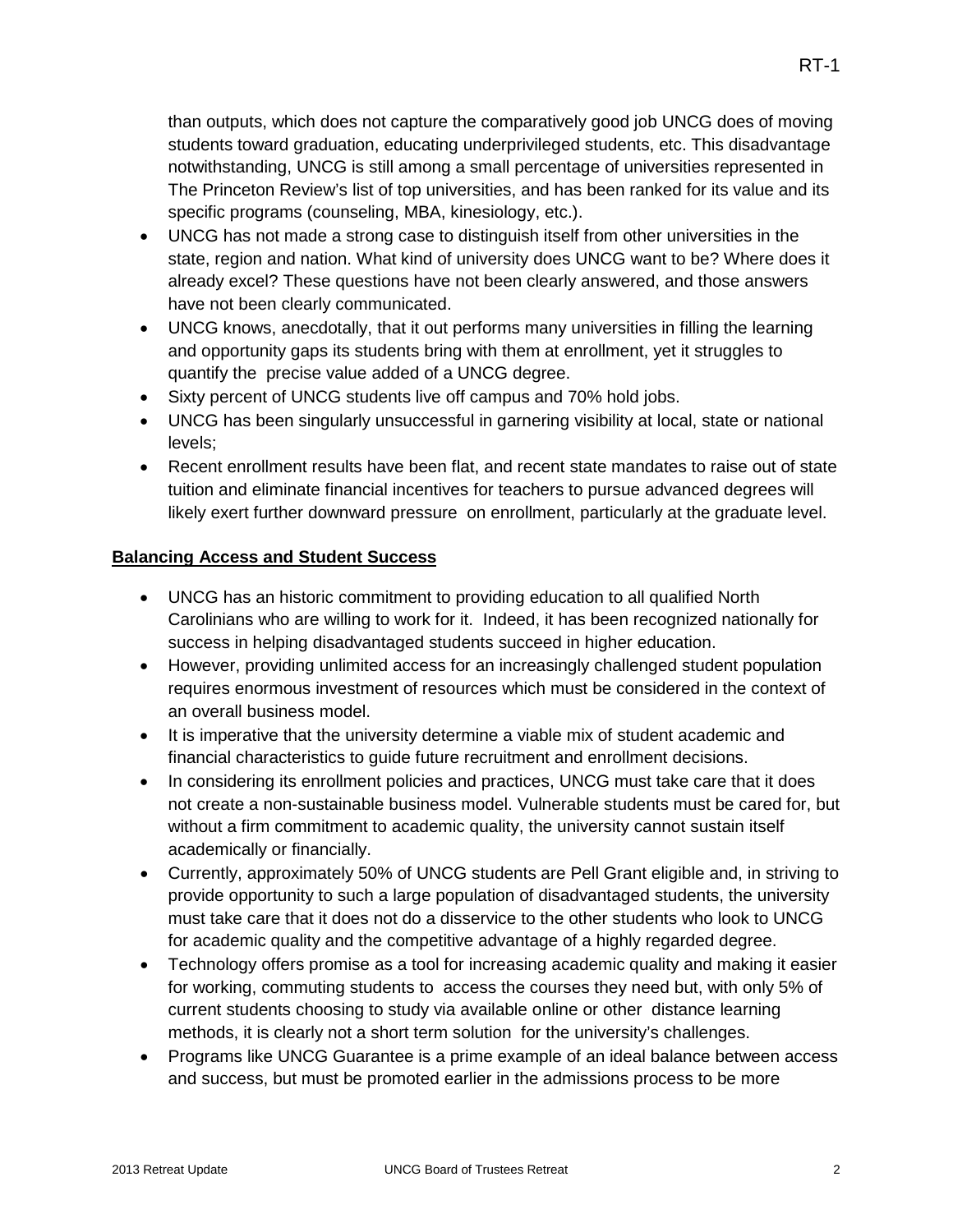than outputs, which does not capture the comparatively good job UNCG does of moving students toward graduation, educating underprivileged students, etc. This disadvantage notwithstanding, UNCG is still among a small percentage of universities represented in The Princeton Review's list of top universities, and has been ranked for its value and its specific programs (counseling, MBA, kinesiology, etc.).

- UNCG has not made a strong case to distinguish itself from other universities in the state, region and nation. What kind of university does UNCG want to be? Where does it already excel? These questions have not been clearly answered, and those answers have not been clearly communicated.
- UNCG knows, anecdotally, that it out performs many universities in filling the learning and opportunity gaps its students bring with them at enrollment, yet it struggles to quantify the precise value added of a UNCG degree.
- Sixty percent of UNCG students live off campus and 70% hold jobs.
- UNCG has been singularly unsuccessful in garnering visibility at local, state or national levels;
- Recent enrollment results have been flat, and recent state mandates to raise out of state tuition and eliminate financial incentives for teachers to pursue advanced degrees will likely exert further downward pressure on enrollment, particularly at the graduate level.

**Balancing Access and Student Success**

- UNCG has an historic commitment to providing education to all qualified North Carolinians who are willing to work for it. Indeed, it has been recognized nationally for success in helping disadvantaged students succeed in higher education.
- However, providing unlimited access for an increasingly challenged student population requires enormous investment of resources which must be considered in the context of an overall business model.
- It is imperative that the university determine a viable mix of student academic and financial characteristics to guide future recruitment and enrollment decisions.
- In considering its enrollment policies and practices, UNCG must take care that it does not create a non-sustainable business model. Vulnerable students must be cared for, but without a firm commitment to academic quality, the university cannot sustain itself academically or financially.
- Currently, approximately 50% of UNCG students are Pell Grant eligible and, in striving to provide opportunity to such a large population of disadvantaged students, the university must take care that it does not do a disservice to the other students who look to UNCG for academic quality and the competitive advantage of a highly regarded degree.
- Technology offers promise as a tool for increasing academic quality and making it easier for working, commuting students to access the courses they need but, with only 5% of current students choosing to study via available online or other distance learning methods, it is clearly not a short term solution for the university's challenges.
- Programs like UNCG Guarantee is a prime example of an ideal balance between access and success, but must be promoted earlier in the admissions process to be more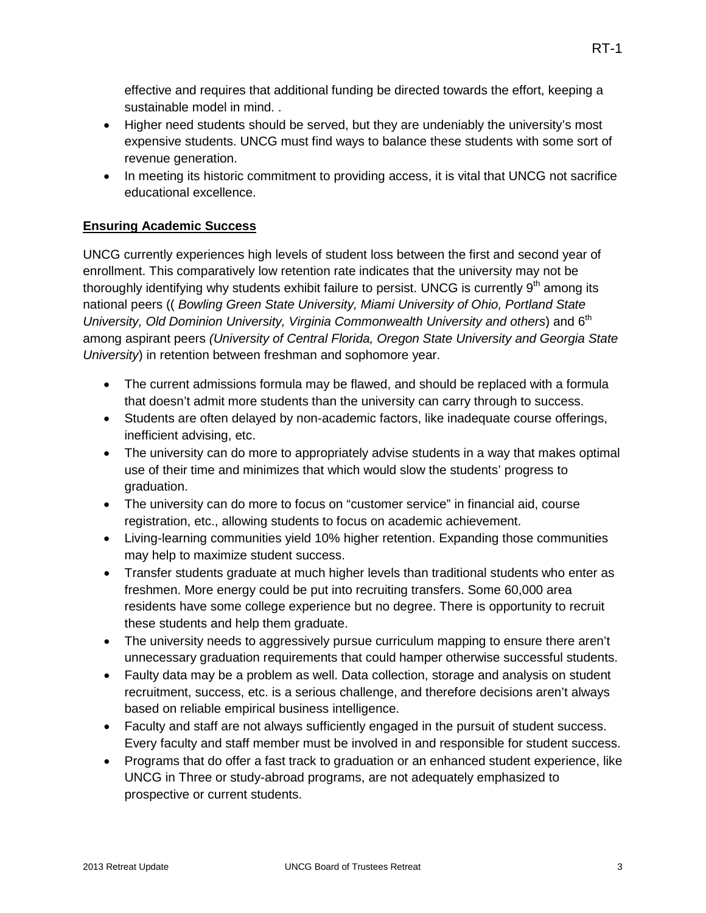effective and requires that additional funding be directed towards the effort, keeping a sustainable model in mind. .

- Higher need students should be served, but they are undeniably the university's most expensive students. UNCG must find ways to balance these students with some sort of revenue generation.
- In meeting its historic commitment to providing access, it is vital that UNCG not sacrifice educational excellence.

**Ensuring Academic Success**

UNCG currently experiences high levels of student loss between the first and second year of enrollment. This comparatively low retention rate indicates that the university may not be thoroughly identifying why students exhibit failure to persist. UNCG is currently 9th among its national peers (( *Bowling Green State University, Miami University of Ohio, Portland State University, Old Dominion University, Virginia Commonwealth University and others*) and 6th among aspirant peers *(University of Central Florida, Oregon State University and Georgia State University*) in retention between freshman and sophomore year.

- The current admissions formula may be flawed, and should be replaced with a formula that doesn't admit more students than the university can carry through to success.
- Students are often delayed by non-academic factors, like inadequate course offerings, inefficient advising, etc.
- The university can do more to appropriately advise students in a way that makes optimal use of their time and minimizes that which would slow the students' progress to graduation.
- The university can do more to focus on "customer service" in financial aid, course registration, etc., allowing students to focus on academic achievement.
- Living-learning communities yield 10% higher retention. Expanding those communities may help to maximize student success.
- Transfer students graduate at much higher levels than traditional students who enter as freshmen. More energy could be put into recruiting transfers. Some 60,000 area residents have some college experience but no degree. There is opportunity to recruit these students and help them graduate.
- The university needs to aggressively pursue curriculum mapping to ensure there aren't unnecessary graduation requirements that could hamper otherwise successful students.
- Faulty data may be a problem as well. Data collection, storage and analysis on student recruitment, success, etc. is a serious challenge, and therefore decisions aren't always based on reliable empirical business intelligence.
- Faculty and staff are not always sufficiently engaged in the pursuit of student success. Every faculty and staff member must be involved in and responsible for student success.
- Programs that do offer a fast track to graduation or an enhanced student experience, like UNCG in Three or study-abroad programs, are not adequately emphasized to prospective or current students.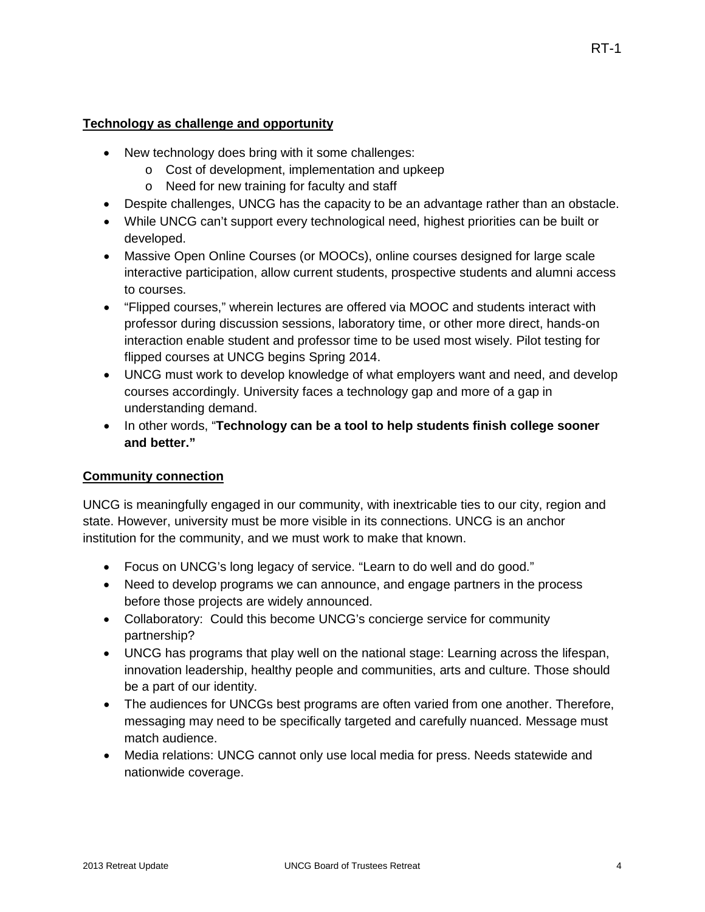## Technology as challenge and opportunity

- New technology does bring with it some challenges:
  - Cost of development, implementation and upkeep
  - Need for new training for faculty and staff
- Despite challenges, UNCG has the capacity to be an advantage rather than an obstacle.
- While UNCG can't support every technological need, highest priorities can be built or developed.
- Massive Open Online Courses (or MOOCs), online courses designed for large scale interactive participation, allow current students, prospective students and alumni access to courses.
- "Flipped courses," wherein lectures are offered via MOOC and students interact with professor during discussion sessions, laboratory time, or other more direct, hands-on interaction enable student and professor time to be used most wisely. Pilot testing for flipped courses at UNCG begins Spring 2014.
- UNCG must work to develop knowledge of what employers want and need, and develop courses accordingly. University faces a technology gap and more of a gap in understanding demand.
- In other words, "**Technology can be a tool to help students finish college sooner and better."**

## Community connection

UNCG is meaningfully engaged in our community, with inextricable ties to our city, region and state. However, university must be more visible in its connections. UNCG is an anchor institution for the community, and we must work to make that known.

- Focus on UNCG's long legacy of service. "Learn to do well and do good."
- Need to develop programs we can announce, and engage partners in the process before those projects are widely announced.
- Collaboratory: Could this become UNCG's concierge service for community partnership?
- UNCG has programs that play well on the national stage: Learning across the lifespan, innovation leadership, healthy people and communities, arts and culture. Those should be a part of our identity.
- The audiences for UNCGs best programs are often varied from one another. Therefore, messaging may need to be specifically targeted and carefully nuanced. Message must match audience.
- Media relations: UNCG cannot only use local media for press. Needs statewide and nationwide coverage.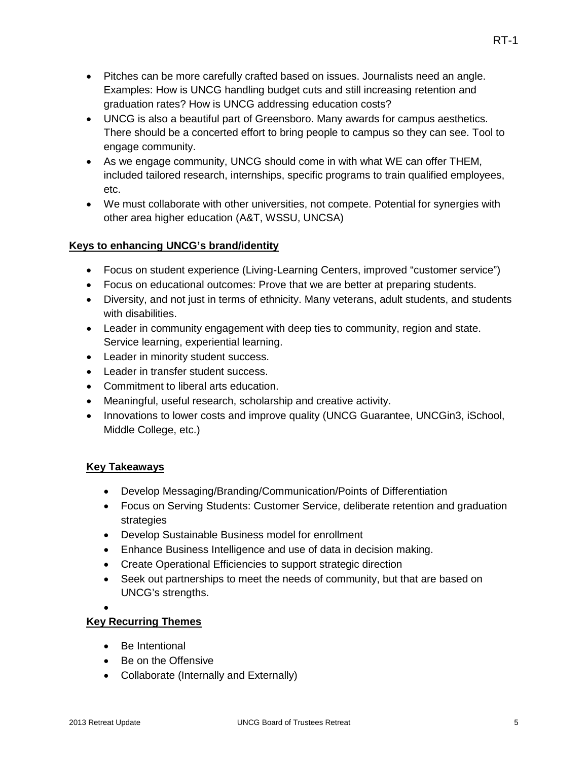- Pitches can be more carefully crafted based on issues. Journalists need an angle. Examples: How is UNCG handling budget cuts and still increasing retention and graduation rates? How is UNCG addressing education costs?
- UNCG is also a beautiful part of Greensboro. Many awards for campus aesthetics. There should be a concerted effort to bring people to campus so they can see. Tool to engage community.
- As we engage community, UNCG should come in with what WE can offer THEM, included tailored research, internships, specific programs to train qualified employees, etc.
- We must collaborate with other universities, not compete. Potential for synergies with other area higher education (A&T, WSSU, UNCSA)

**Keys to enhancing UNCG's brand/identity**

- Focus on student experience (Living-Learning Centers, improved "customer service")
- Focus on educational outcomes: Prove that we are better at preparing students.
- Diversity, and not just in terms of ethnicity. Many veterans, adult students, and students with disabilities.
- Leader in community engagement with deep ties to community, region and state. Service learning, experiential learning.
- Leader in minority student success.
- Leader in transfer student success.
- Commitment to liberal arts education.
- Meaningful, useful research, scholarship and creative activity.
- Innovations to lower costs and improve quality (UNCG Guarantee, UNCGin3, iSchool, Middle College, etc.)

**Key Takeaways**

- Develop Messaging/Branding/Communication/Points of Differentiation
- Focus on Serving Students: Customer Service, deliberate retention and graduation strategies
- Develop Sustainable Business model for enrollment
- Enhance Business Intelligence and use of data in decision making.
- Create Operational Efficiencies to support strategic direction
- Seek out partnerships to meet the needs of community, but that are based on UNCG's strengths.

**Key Recurring Themes**

- Be Intentional
- Be on the Offensive
- Collaborate (Internally and Externally)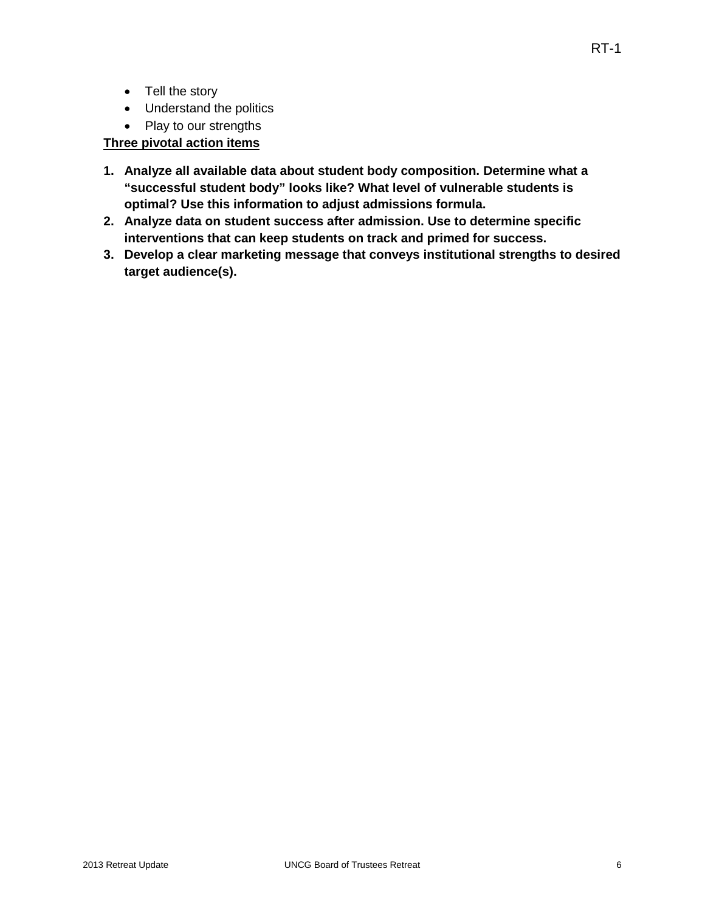- Tell the story
- Understand the politics
- Play to our strengths

**Three pivotal action items**

1. **Analyze all available data about student body composition. Determine what a "successful student body" looks like? What level of vulnerable students is optimal? Use this information to adjust admissions formula.**
2. **Analyze data on student success after admission. Use to determine specific interventions that can keep students on track and primed for success.**
3. **Develop a clear marketing message that conveys institutional strengths to desired target audience(s).**